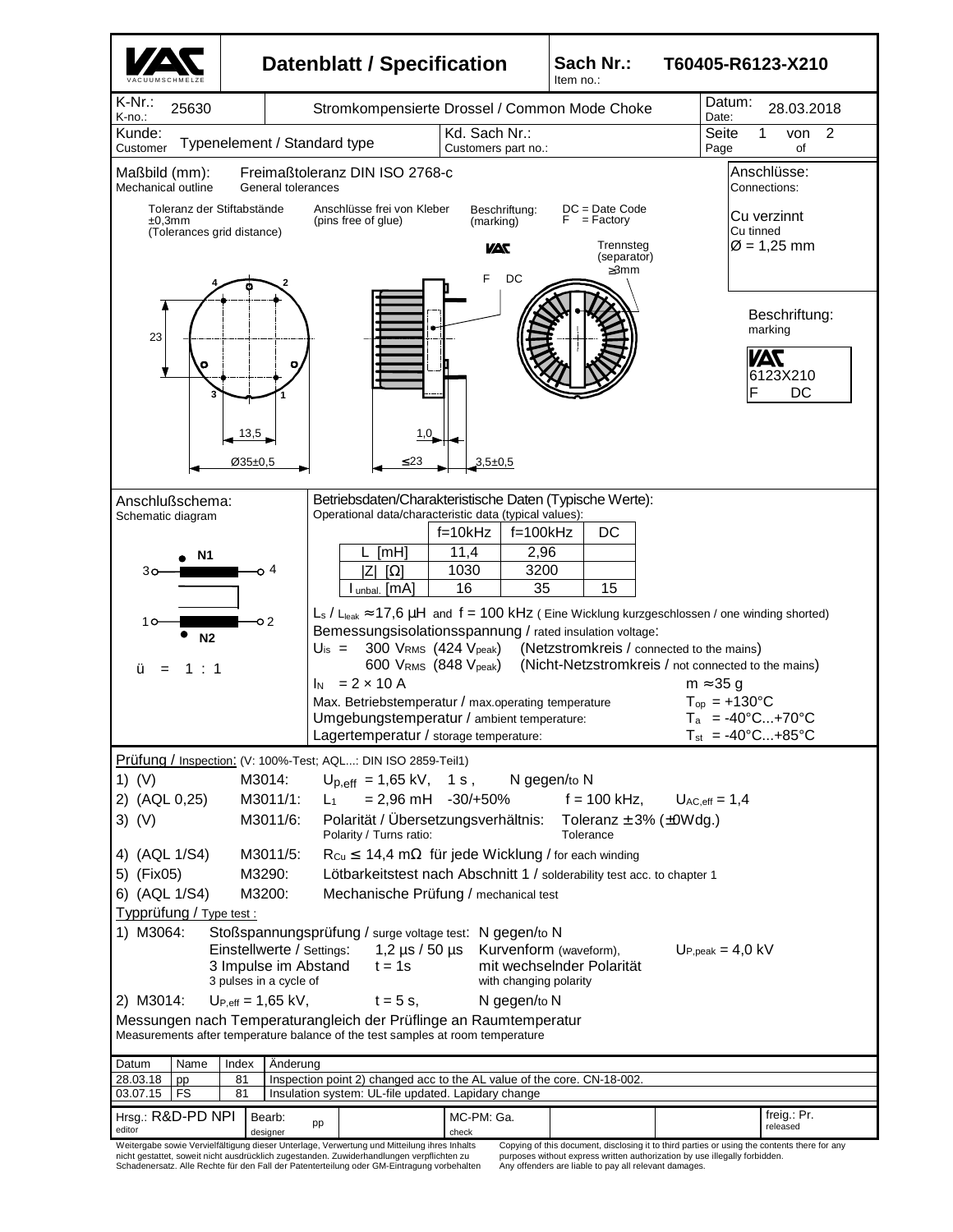# Datenblatt / Specification

**Sach Nr.: / Item no.:** T60405-R6123-X210

| K-Nr.: / K-no.: 25630 | Stromkompensierte Drossel / Common Mode Choke | Datum: / Date: 28.03.2018 |
|---|---|---|
| Kunde: / Customer: Typenelement / Standard type | Kd. Sach Nr.: / Customers part no.: | Seite / Page 1 von / of 2 |

## Maßbild (mm): / Mechanical outline

Freimaßtoleranz DIN ISO 2768-c / General tolerances

Toleranz der Stiftabstände ±0,3mm (Tolerances grid distance)

Anschlüsse frei von Kleber (pins free of glue)

Beschriftung: (marking)

DC = Date Code
F = Factory

Trennsteg (separator) ≥3mm

Dimensions: 23; 13,5; Ø35±0,5; 1,0; ≤23; 3,5±0,5

**Anschlüsse: / Connections:**
Cu verzinnt / Cu tinned
Ø = 1,25 mm

**Beschriftung: / marking**
VAC
6123X210
F DC

## Anschlußschema: / Schematic diagram

N1: 3 – 4
N2: 1 – 2

ü = 1 : 1

## Betriebsdaten/Charakteristische Daten (Typische Werte): / Operational data/characteristic data (typical values):

| | f=10kHz | f=100kHz | DC |
|---|---|---|---|
| L [mH] | 11,4 | 2,96 | |
| \|Z\| [Ω] | 1030 | 3200 | |
| $I_{unbal.}$ [mA] | 16 | 35 | 15 |

$L_S$ / $L_{leak}$ ≈ 17,6 µH and f = 100 kHz ( Eine Wicklung kurzgeschlossen / one winding shorted)

Bemessungsisolationsspannung / rated insulation voltage:

$U_{is}$ = 300 $V_{RMS}$ (424 $V_{peak}$) (Netzstromkreis / connected to the mains)
600 $V_{RMS}$ (848 $V_{peak}$) (Nicht-Netzstromkreis / not connected to the mains)

$I_N$ = 2 × 10 A — m ≈ 35 g

Max. Betriebstemperatur / max.operating temperature: $T_{op}$ = +130°C

Umgebungstemperatur / ambient temperature: $T_a$ = -40°C...+70°C

Lagertemperatur / storage temperature: $T_{st}$ = -40°C...+85°C

## Prüfung / Inspection: (V: 100%-Test; AQL...: DIN ISO 2859-Teil1)

1) (V) M3014: $U_{p,eff}$ = 1,65 kV, 1 s , N gegen/to N

2) (AQL 0,25) M3011/1: $L_1$ = 2,96 mH -30/+50% f = 100 kHz, $U_{AC,eff}$ = 1,4

3) (V) M3011/6: Polarität / Übersetzungsverhältnis: / Polarity / Turns ratio: Toleranz ± 3% (±0Wdg.) / Tolerance

4) (AQL 1/S4) M3011/5: $R_{Cu}$ ≤ 14,4 mΩ für jede Wicklung / for each winding

5) (Fix05) M3290: Lötbarkeitstest nach Abschnitt 1 / solderability test acc. to chapter 1

6) (AQL 1/S4) M3200: Mechanische Prüfung / mechanical test

## Typprüfung / Type test :

1) M3064: Stoßspannungsprüfung / surge voltage test: N gegen/to N
Einstellwerte / Settings: 1,2 µs / 50 µs Kurvenform (waveform), $U_{P,peak}$ = 4,0 kV
3 Impulse im Abstand / 3 pulses in a cycle of t = 1s mit wechselnder Polarität / with changing polarity

2) M3014: $U_{P,eff}$ = 1,65 kV, t = 5 s, N gegen/to N

Messungen nach Temperaturangleich der Prüflinge an Raumtemperatur
Measurements after temperature balance of the test samples at room temperature

| Datum | Name | Index | Änderung |
|---|---|---|---|
| 28.03.18 | pp | 81 | Inspection point 2) changed acc to the AL value of the core. CN-18-002. |
| 03.07.15 | FS | 81 | Insulation system: UL-file updated. Lapidary change |

| Hrsg.: / editor: R&D-PD NPI | Bearb: / designer: pp | MC-PM: Ga. / check | freig.: Pr. / released |
|---|---|---|---|

Weitergabe sowie Vervielfältigung dieser Unterlage, Verwertung und Mitteilung ihres Inhalts nicht gestattet, soweit nicht ausdrücklich zugestanden. Zuwiderhandlungen verpflichten zu Schadenersatz. Alle Rechte für den Fall der Patenterteilung oder GM-Eintragung vorbehalten

Copying of this document, disclosing it to third parties or using the contents there for any purposes without express written authorization by use illegally forbidden. Any offenders are liable to pay all relevant damages.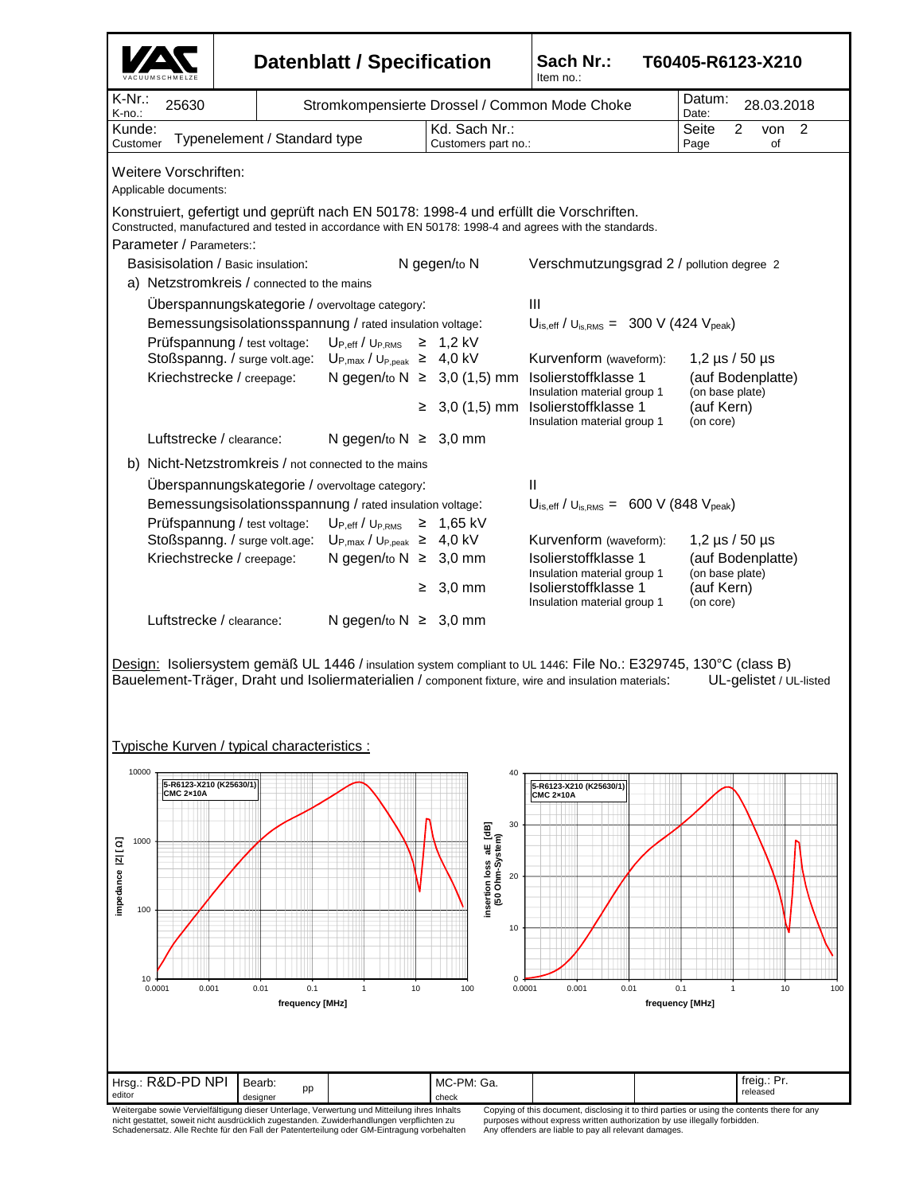**Datenblatt / Specification**

**Sach Nr.:** / Item no.: **T60405-R6123-X210**

| | | | |
|---|---|---|---|
| K-Nr.: / K-no.: 25630 | Stromkompensierte Drossel / Common Mode Choke | | Datum: / Date: 28.03.2018 |
| Kunde: / Customer: Typenelement / Standard type | Kd. Sach Nr.: / Customers part no.: | | Seite / Page 2 von / of 2 |

Weitere Vorschriften:
Applicable documents:

Konstruiert, gefertigt und geprüft nach EN 50178: 1998-4 und erfüllt die Vorschriften.
Constructed, manufactured and tested in accordance with EN 50178: 1998-4 and agrees with the standards.

Parameter / Parameters::

Basisisolation / Basic insulation: N gegen/to N — Verschmutzungsgrad 2 / pollution degree 2

a) Netzstromkreis / connected to the mains

| | | | |
|---|---|---|---|
| Überspannungskategorie / overvoltage category: | | III | |
| Bemessungsisolationsspannung / rated insulation voltage: | | $U_{is,eff}$ / $U_{is,RMS}$ = 300 V (424 $V_{peak}$) | |
| Prüfspannung / test voltage: | $U_{P,eff}$ / $U_{P,RMS}$ ≥ 1,2 kV | | |
| Stoßspanng. / surge volt.age: | $U_{P,max}$ / $U_{P,peak}$ ≥ 4,0 kV | Kurvenform (waveform): | 1,2 µs / 50 µs |
| Kriechstrecke / creepage: | N gegen/to N ≥ 3,0 (1,5) mm | Isolierstoffklasse 1 / Insulation material group 1 | (auf Bodenplatte) / (on base plate) |
| | ≥ 3,0 (1,5) mm | Isolierstoffklasse 1 / Insulation material group 1 | (auf Kern) / (on core) |
| Luftstrecke / clearance: | N gegen/to N ≥ 3,0 mm | | |

b) Nicht-Netzstromkreis / not connected to the mains

| | | | |
|---|---|---|---|
| Überspannungskategorie / overvoltage category: | | II | |
| Bemessungsisolationsspannung / rated insulation voltage: | | $U_{is,eff}$ / $U_{is,RMS}$ = 600 V (848 $V_{peak}$) | |
| Prüfspannung / test voltage: | $U_{P,eff}$ / $U_{P,RMS}$ ≥ 1,65 kV | | |
| Stoßspanng. / surge volt.age: | $U_{P,max}$ / $U_{P,peak}$ ≥ 4,0 kV | Kurvenform (waveform): | 1,2 µs / 50 µs |
| Kriechstrecke / creepage: | N gegen/to N ≥ 3,0 mm | Isolierstoffklasse 1 / Insulation material group 1 | (auf Bodenplatte) / (on base plate) |
| | ≥ 3,0 mm | Isolierstoffklasse 1 / Insulation material group 1 | (auf Kern) / (on core) |
| Luftstrecke / clearance: | N gegen/to N ≥ 3,0 mm | | |

Design: Isoliersystem gemäß UL 1446 / insulation system compliant to UL 1446: File No.: E329745, 130°C (class B)
Bauelement-Träger, Draht und Isoliermaterialien / component fixture, wire and insulation materials: UL-gelistet / UL-listed

Typische Kurven / typical characteristics :

5-R6123-X210 (K25630/1)
CMC 2×10A
impedance |Z| [Ω]
10000
1000
100
10
0.0001 0.001 0.01 0.1 1 10 100
frequency [MHz]

5-R6123-X210 (K25630/1)
CMC 2×10A
insertion loss aE [dB] (50 Ohm-System)
40
30
20
10
0
0.0001 0.001 0.01 0.1 1 10 100
frequency [MHz]

| | | | | |
|---|---|---|---|---|
| Hrsg.: R&D-PD NPI / editor | Bearb.: / designer pp | MC-PM: Ga. / check | | freig.: Pr. / released |

Weitergabe sowie Vervielfältigung dieser Unterlage, Verwertung und Mitteilung ihres Inhalts nicht gestattet, soweit nicht ausdrücklich zugestanden. Zuwiderhandlungen verpflichten zu Schadenersatz. Alle Rechte für den Fall der Patenterteilung oder GM-Eintragung vorbehalten

Copying of this document, disclosing it to third parties or using the contents there for any purposes without express written authorization by use illegally forbidden. Any offenders are liable to pay all relevant damages.